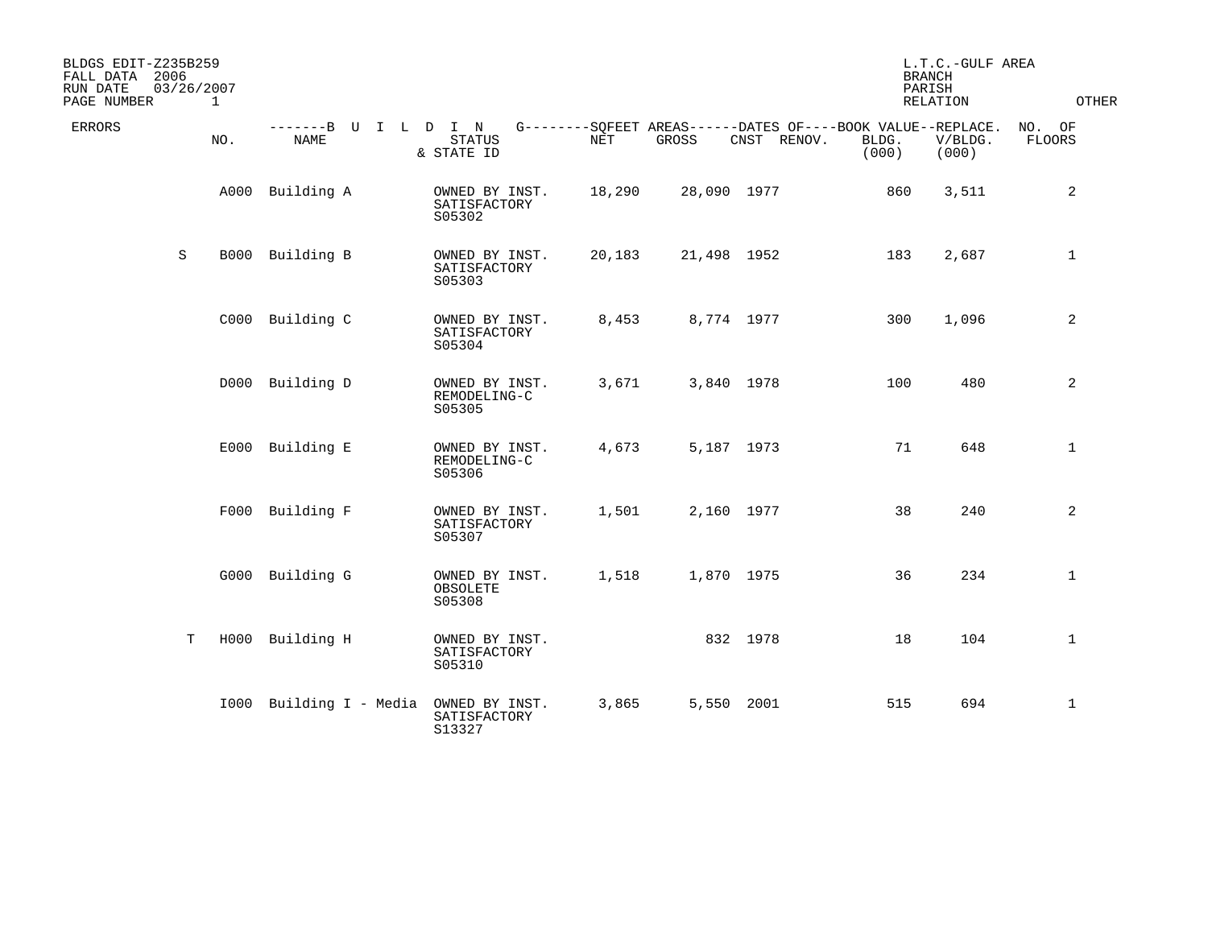BLDGS EDIT-Z235B259
FALL DATA 2006
RUN DATE 03/26/2007
PAGE NUMBER 1

L.T.C.-GULF AREA
BRANCH
PARISH
RELATION

OTHER

| ERRORS | BUILDING NO. | BUILDING NAME | STATUS & STATE ID | SQFEET AREAS NET | SQFEET AREAS GROSS | DATES OF CNST | DATES OF RENOV. | BOOK VALUE BLDG. (000) | REPLACE. V/BLDG. (000) | NO. OF FLOORS |
|---|---|---|---|---|---|---|---|---|---|---|
| | A000 | Building A | OWNED BY INST. SATISFACTORY S05302 | 18,290 | 28,090 | 1977 | | 860 | 3,511 | 2 |
| S | B000 | Building B | OWNED BY INST. SATISFACTORY S05303 | 20,183 | 21,498 | 1952 | | 183 | 2,687 | 1 |
| | C000 | Building C | OWNED BY INST. SATISFACTORY S05304 | 8,453 | 8,774 | 1977 | | 300 | 1,096 | 2 |
| | D000 | Building D | OWNED BY INST. REMODELING-C S05305 | 3,671 | 3,840 | 1978 | | 100 | 480 | 2 |
| | E000 | Building E | OWNED BY INST. REMODELING-C S05306 | 4,673 | 5,187 | 1973 | | 71 | 648 | 1 |
| | F000 | Building F | OWNED BY INST. SATISFACTORY S05307 | 1,501 | 2,160 | 1977 | | 38 | 240 | 2 |
| | G000 | Building G | OWNED BY INST. OBSOLETE S05308 | 1,518 | 1,870 | 1975 | | 36 | 234 | 1 |
| T | H000 | Building H | OWNED BY INST. SATISFACTORY S05310 | | 832 | 1978 | | 18 | 104 | 1 |
| | I000 | Building I - Media | OWNED BY INST. SATISFACTORY S13327 | 3,865 | 5,550 | 2001 | | 515 | 694 | 1 |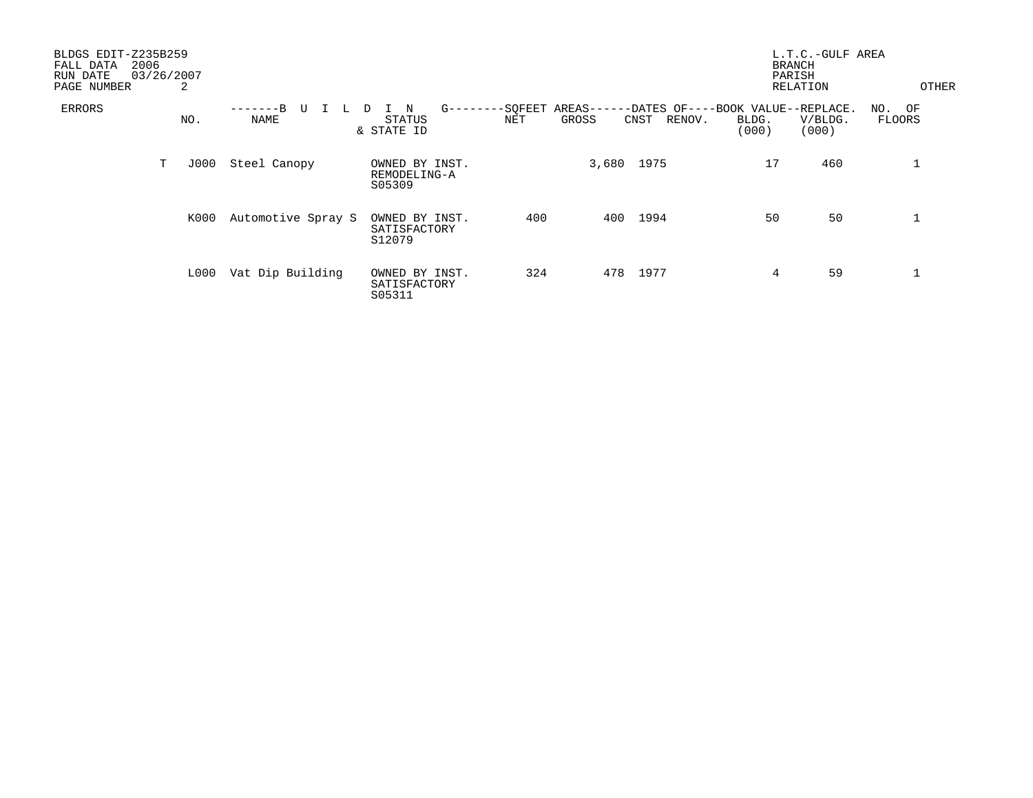BLDGS EDIT-Z235B259
FALL DATA 2006
RUN DATE 03/26/2007

L.T.C.-GULF AREA
BRANCH
PARISH
RELATION OTHER

| ERRORS | NO. | BUILDING NAME | STATUS & STATE ID | SQFEET AREAS NET | SQFEET AREAS GROSS | DATES OF CNST | DATES OF RENOV. | BOOK VALUE BLDG. (000) | REPLACE. V/BLDG. (000) | NO. OF FLOORS |
|---|---|---|---|---|---|---|---|---|---|---|
| T | J000 | Steel Canopy | OWNED BY INST. REMODELING-A S05309 | | 3,680 | 1975 | | 17 | 460 | 1 |
| | K000 | Automotive Spray S | OWNED BY INST. SATISFACTORY S12079 | 400 | 400 | 1994 | | 50 | 50 | 1 |
| | L000 | Vat Dip Building | OWNED BY INST. SATISFACTORY S05311 | 324 | 478 | 1977 | | 4 | 59 | 1 |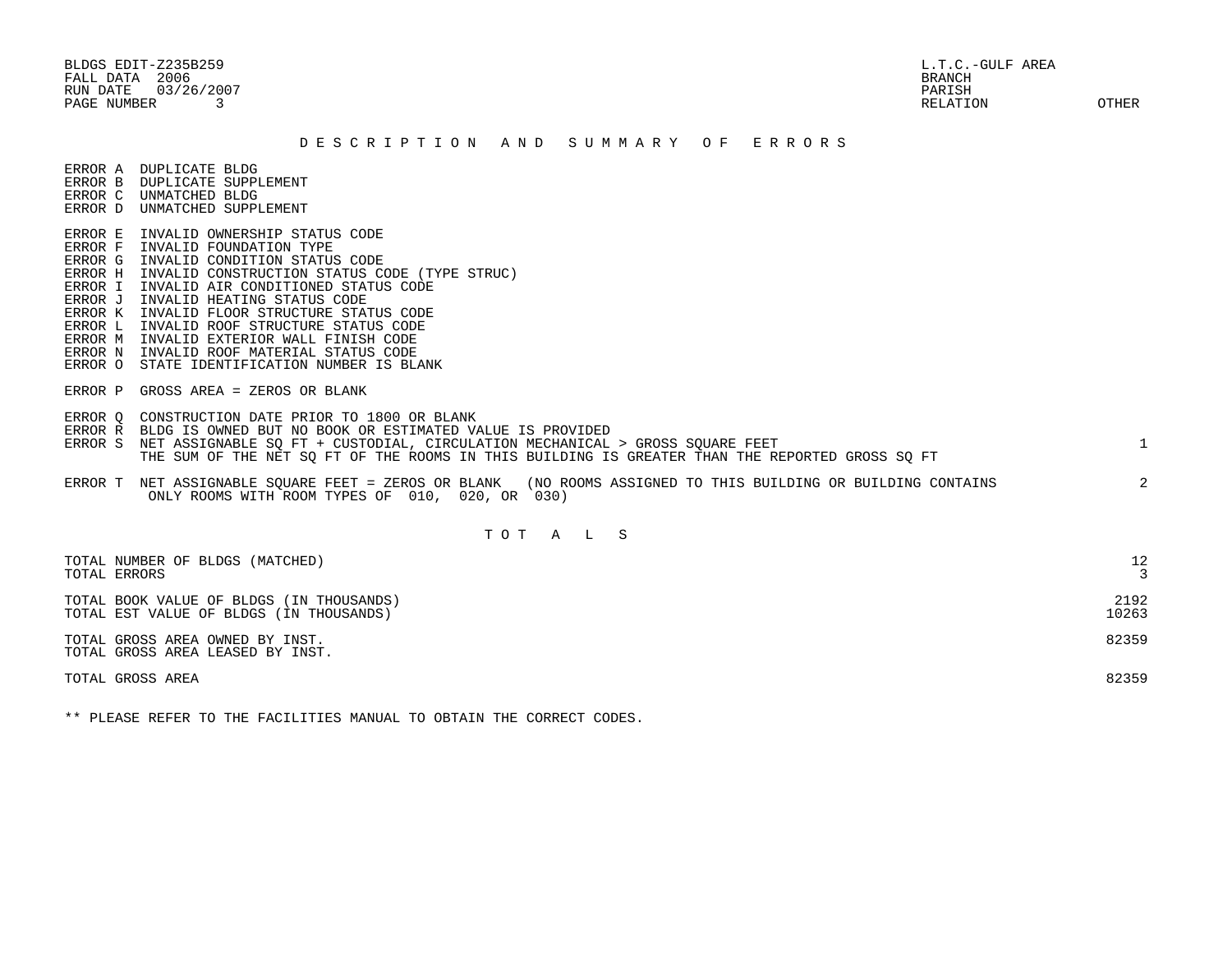BLDGS EDIT-Z235B259
FALL DATA 2006
RUN DATE 03/26/2007
PAGE NUMBER 3

L.T.C.-GULF AREA
BRANCH
PARISH
RELATION OTHER

## D E S C R I P T I O N   A N D   S U M M A R Y   O F   E R R O R S

ERROR A  DUPLICATE BLDG
ERROR B  DUPLICATE SUPPLEMENT
ERROR C  UNMATCHED BLDG
ERROR D  UNMATCHED SUPPLEMENT

ERROR E  INVALID OWNERSHIP STATUS CODE
ERROR F  INVALID FOUNDATION TYPE
ERROR G  INVALID CONDITION STATUS CODE
ERROR H  INVALID CONSTRUCTION STATUS CODE (TYPE STRUC)
ERROR I  INVALID AIR CONDITIONED STATUS CODE
ERROR J  INVALID HEATING STATUS CODE
ERROR K  INVALID FLOOR STRUCTURE STATUS CODE
ERROR L  INVALID ROOF STRUCTURE STATUS CODE
ERROR M  INVALID EXTERIOR WALL FINISH CODE
ERROR N  INVALID ROOF MATERIAL STATUS CODE
ERROR O  STATE IDENTIFICATION NUMBER IS BLANK

ERROR P  GROSS AREA = ZEROS OR BLANK

ERROR Q  CONSTRUCTION DATE PRIOR TO 1800 OR BLANK
ERROR R  BLDG IS OWNED BUT NO BOOK OR ESTIMATED VALUE IS PROVIDED
ERROR S  NET ASSIGNABLE SQ FT + CUSTODIAL, CIRCULATION MECHANICAL > GROSS SQUARE FEET — 1
THE SUM OF THE NET SQ FT OF THE ROOMS IN THIS BUILDING IS GREATER THAN THE REPORTED GROSS SQ FT

ERROR T  NET ASSIGNABLE SQUARE FEET = ZEROS OR BLANK (NO ROOMS ASSIGNED TO THIS BUILDING OR BUILDING CONTAINS ONLY ROOMS WITH ROOM TYPES OF 010, 020, OR 030) — 2

## T O T A L S

| | |
|---|---|
| TOTAL NUMBER OF BLDGS (MATCHED) | 12 |
| TOTAL ERRORS | 3 |
| TOTAL BOOK VALUE OF BLDGS (IN THOUSANDS) | 2192 |
| TOTAL EST VALUE OF BLDGS (IN THOUSANDS) | 10263 |
| TOTAL GROSS AREA OWNED BY INST. | 82359 |
| TOTAL GROSS AREA LEASED BY INST. | |
| TOTAL GROSS AREA | 82359 |

** PLEASE REFER TO THE FACILITIES MANUAL TO OBTAIN THE CORRECT CODES.